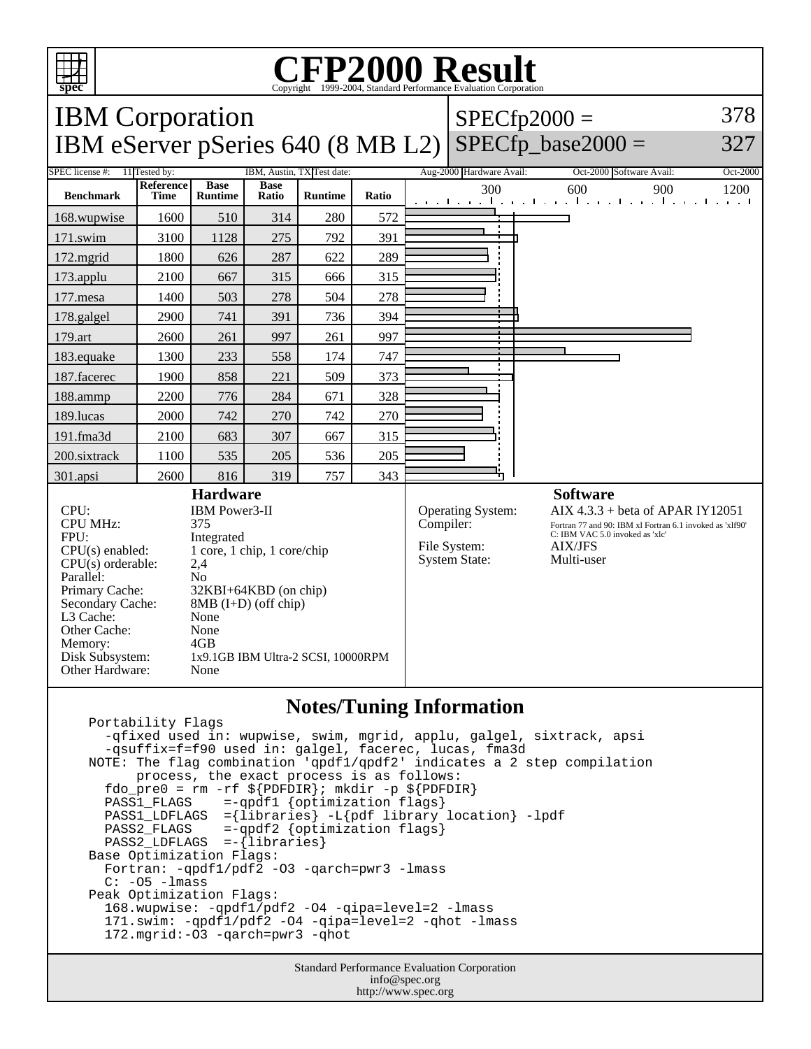# CFP2000 Result

Copyright 1999-2004, Standard Performance Evaluation Corporation

## IBM Corporation

## IBM eServer pSeries 640 (8 MB L2)

SPECfp2000 = 378

SPECfp_base2000 = 327

| SPEC license #: | 11 | Tested by: | IBM, Austin, TX | Test date: | Aug-2000 | Hardware Avail: | Oct-2000 | Software Avail: | Oct-2000 |
|---|---|---|---|---|---|---|---|---|---|

| Benchmark | Reference Time | Base Runtime | Base Ratio | Runtime | Ratio |
|---|---|---|---|---|---|
| 168.wupwise | 1600 | 510 | 314 | 280 | 572 |
| 171.swim | 3100 | 1128 | 275 | 792 | 391 |
| 172.mgrid | 1800 | 626 | 287 | 622 | 289 |
| 173.applu | 2100 | 667 | 315 | 666 | 315 |
| 177.mesa | 1400 | 503 | 278 | 504 | 278 |
| 178.galgel | 2900 | 741 | 391 | 736 | 394 |
| 179.art | 2600 | 261 | 997 | 261 | 997 |
| 183.equake | 1300 | 233 | 558 | 174 | 747 |
| 187.facerec | 1900 | 858 | 221 | 509 | 373 |
| 188.ammp | 2200 | 776 | 284 | 671 | 328 |
| 189.lucas | 2000 | 742 | 270 | 742 | 270 |
| 191.fma3d | 2100 | 683 | 307 | 667 | 315 |
| 200.sixtrack | 1100 | 535 | 205 | 536 | 205 |
| 301.apsi | 2600 | 816 | 319 | 757 | 343 |

### Hardware

| | |
|---|---|
| CPU: | IBM Power3-II |
| CPU MHz: | 375 |
| FPU: | Integrated |
| CPU(s) enabled: | 1 core, 1 chip, 1 core/chip |
| CPU(s) orderable: | 2,4 |
| Parallel: | No |
| Primary Cache: | 32KBI+64KBD (on chip) |
| Secondary Cache: | 8MB (I+D) (off chip) |
| L3 Cache: | None |
| Other Cache: | None |
| Memory: | 4GB |
| Disk Subsystem: | 1x9.1GB IBM Ultra-2 SCSI, 10000RPM |
| Other Hardware: | None |

### Software

| | |
|---|---|
| Operating System: | AIX 4.3.3 + beta of APAR IY12051 |
| Compiler: | Fortran 77 and 90: IBM xl Fortran 6.1 invoked as 'xlf90' C: IBM VAC 5.0 invoked as 'xlc' |
| File System: | AIX/JFS |
| System State: | Multi-user |

### Notes/Tuning Information

```
Portability Flags
  -qfixed used in: wupwise, swim, mgrid, applu, galgel, sixtrack, apsi
  -qsuffix=f=f90 used in: galgel, facerec, lucas, fma3d
NOTE: The flag combination 'qpdf1/qpdf2' indicates a 2 step compilation
      process, the exact process is as follows:
  fdo_pre0 = rm -rf ${PDFDIR}; mkdir -p ${PDFDIR}
  PASS1_FLAGS    =-qpdf1 {optimization flags}
  PASS1_LDFLAGS  ={libraries} -L{pdf library location} -lpdf
  PASS2_FLAGS    =-qpdf2 {optimization flags}
  PASS2_LDFLAGS  =-{libraries}
Base Optimization Flags:
  Fortran: -qpdf1/pdf2 -O3 -qarch=pwr3 -lmass
  C: -O5 -lmass
Peak Optimization Flags:
  168.wupwise: -qpdf1/pdf2 -O4 -qipa=level=2 -lmass
  171.swim: -qpdf1/pdf2 -O4 -qipa=level=2 -qhot -lmass
  172.mgrid:-O3 -qarch=pwr3 -qhot
```

Standard Performance Evaluation Corporation
info@spec.org
http://www.spec.org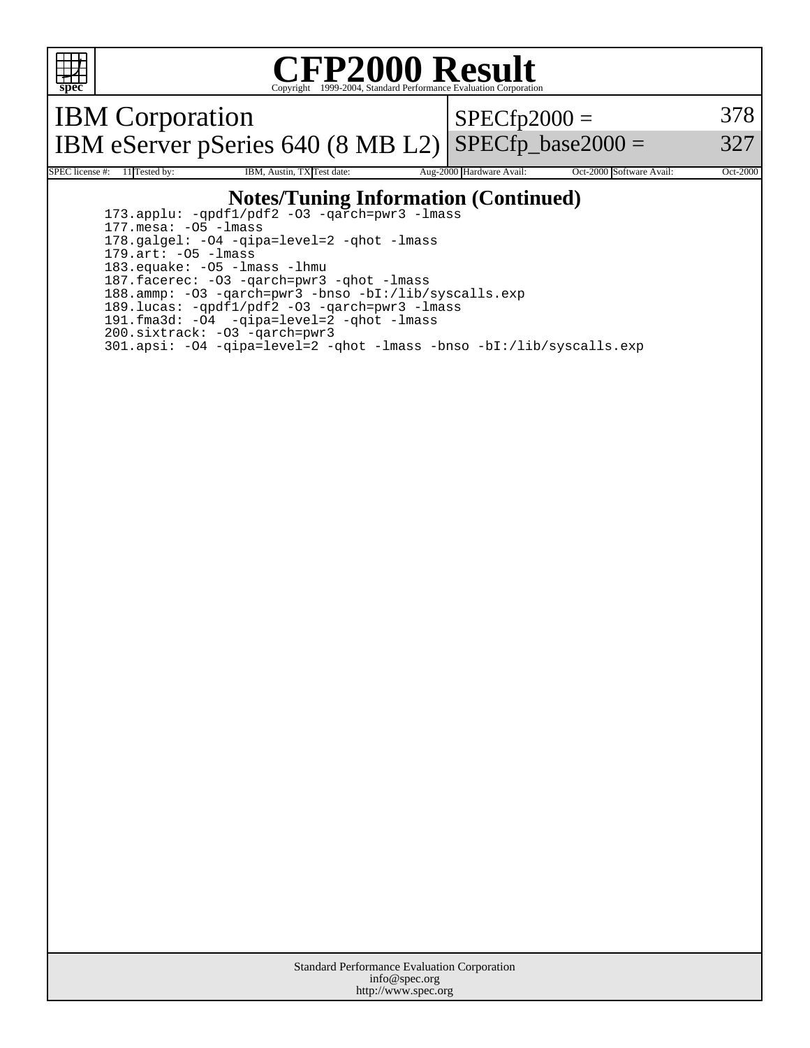# CFP2000 Result

Copyright 1999-2004, Standard Performance Evaluation Corporation

## IBM Corporation

## IBM eServer pSeries 640 (8 MB L2)

SPECfp2000 = 378

SPECfp_base2000 = 327

| SPEC license #: | 11 | Tested by: | IBM, Austin, TX | Test date: | Aug-2000 | Hardware Avail: | Oct-2000 | Software Avail: | Oct-2000 |
|---|---|---|---|---|---|---|---|---|---|

### Notes/Tuning Information (Continued)

```
173.applu: -qpdf1/pdf2 -O3 -qarch=pwr3 -lmass
177.mesa: -O5 -lmass
178.galgel: -O4 -qipa=level=2 -qhot -lmass
179.art: -O5 -lmass
183.equake: -O5 -lmass -lhmu
187.facerec: -O3 -qarch=pwr3 -qhot -lmass
188.ammp: -O3 -qarch=pwr3 -bnso -bI:/lib/syscalls.exp
189.lucas: -qpdf1/pdf2 -O3 -qarch=pwr3 -lmass
191.fma3d: -O4  -qipa=level=2 -qhot -lmass
200.sixtrack: -O3 -qarch=pwr3
301.apsi: -O4 -qipa=level=2 -qhot -lmass -bnso -bI:/lib/syscalls.exp
```

Standard Performance Evaluation Corporation
info@spec.org
http://www.spec.org